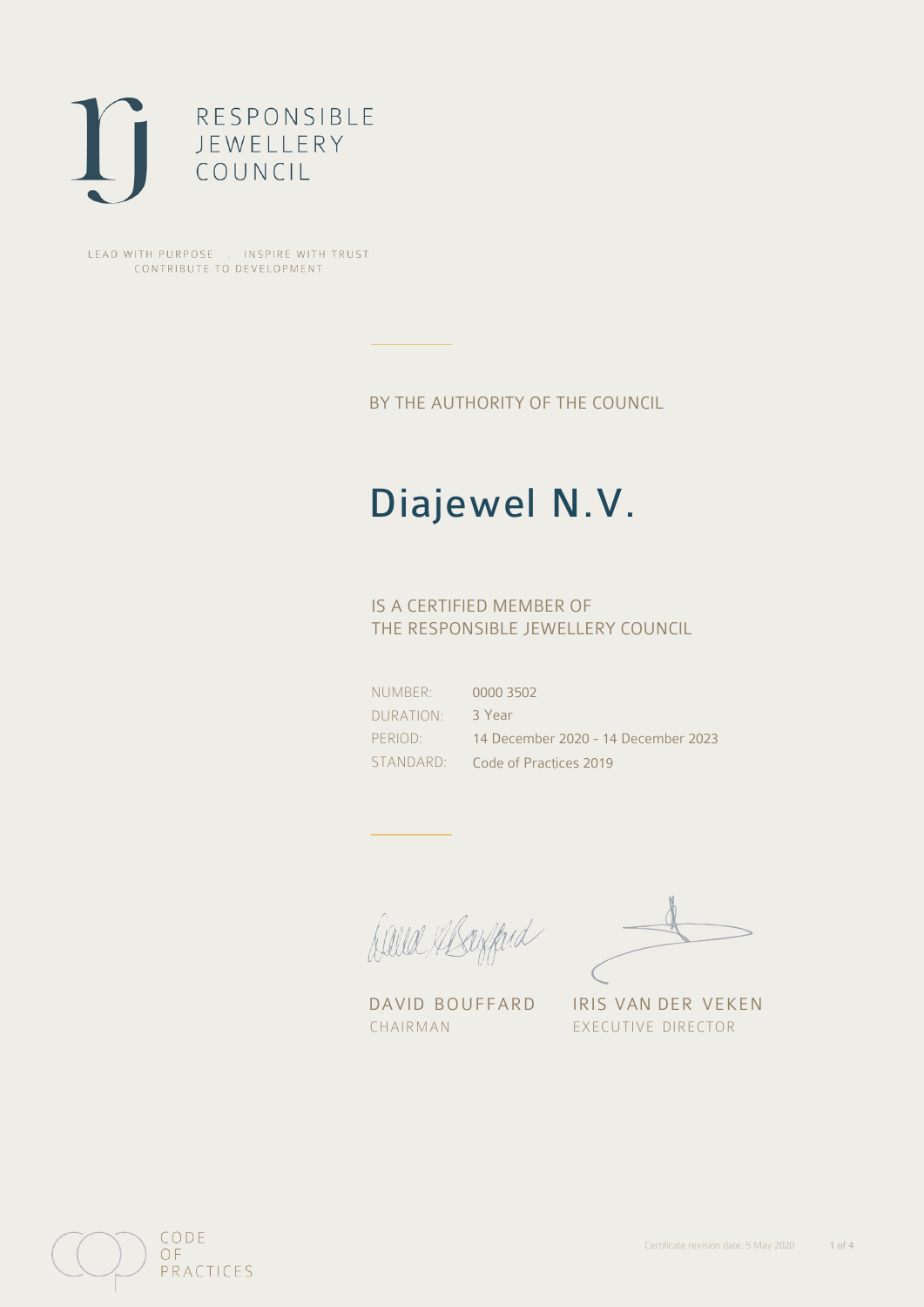RESPONSIBLE
JEWELLERY
COUNCIL

LEAD WITH PURPOSE . INSPIRE WITH TRUST
CONTRIBUTE TO DEVELOPMENT

BY THE AUTHORITY OF THE COUNCIL

# Diajewel N.V.

IS A CERTIFIED MEMBER OF
THE RESPONSIBLE JEWELLERY COUNCIL

| | |
|---|---|
| NUMBER: | 0000 3502 |
| DURATION: | 3 Year |
| PERIOD: | 14 December 2020 - 14 December 2023 |
| STANDARD: | Code of Practices 2019 |

DAVID BOUFFARD
CHAIRMAN

IRIS VAN DER VEKEN
EXECUTIVE DIRECTOR

CODE
OF
PRACTICES

Certificate revision date: 5 May 2020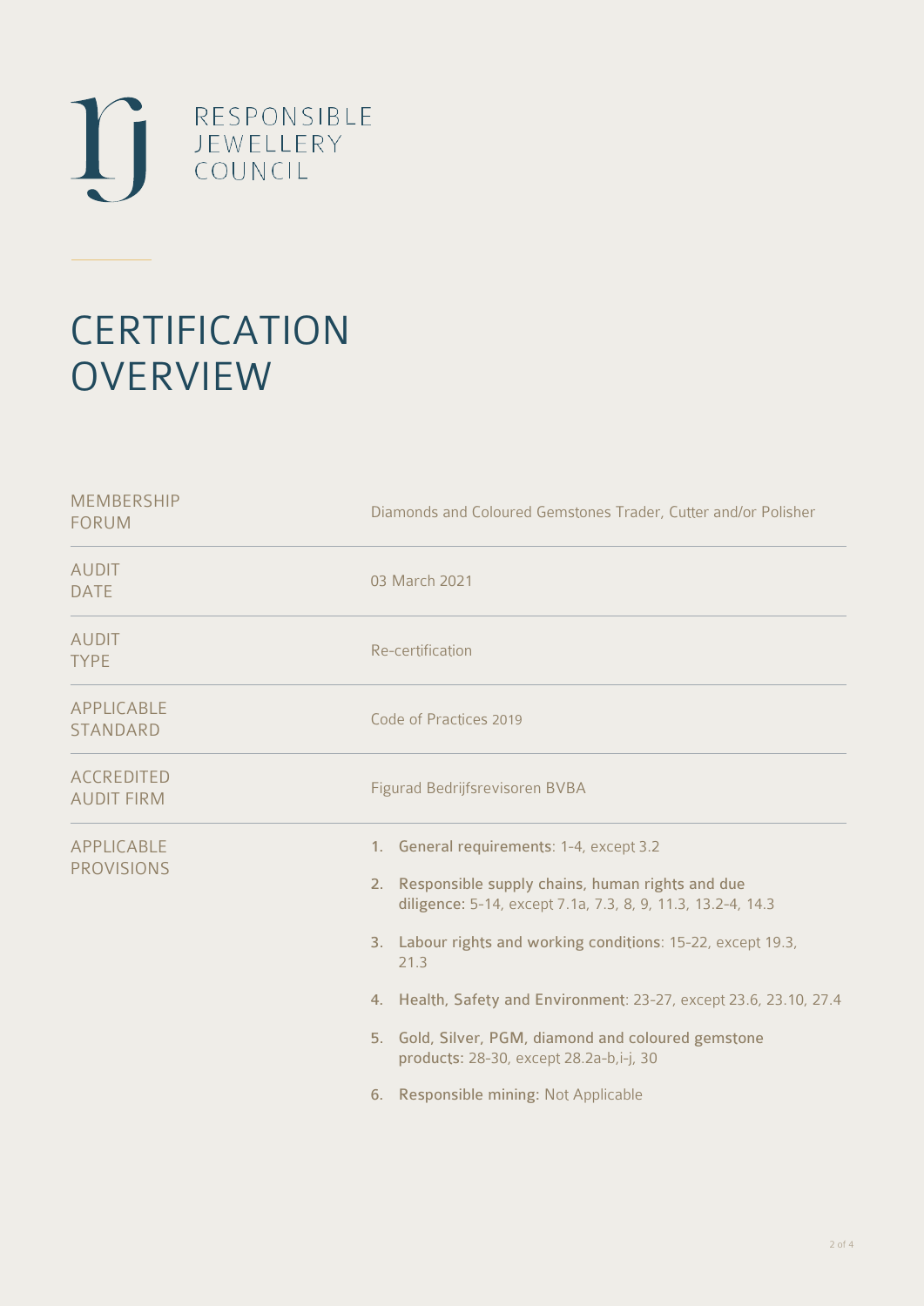RESPONSIBLE
JEWELLERY
COUNCIL

# CERTIFICATION OVERVIEW

| | |
|---|---|
| MEMBERSHIP FORUM | Diamonds and Coloured Gemstones Trader, Cutter and/or Polisher |
| AUDIT DATE | 03 March 2021 |
| AUDIT TYPE | Re-certification |
| APPLICABLE STANDARD | Code of Practices 2019 |
| ACCREDITED AUDIT FIRM | Figurad Bedrijfsrevisoren BVBA |
| APPLICABLE PROVISIONS | 1. **General requirements**: 1-4, except 3.2<br>2. **Responsible supply chains, human rights and due diligence**: 5-14, except 7.1a, 7.3, 8, 9, 11.3, 13.2-4, 14.3<br>3. **Labour rights and working conditions**: 15-22, except 19.3, 21.3<br>4. **Health, Safety and Environment**: 23-27, except 23.6, 23.10, 27.4<br>5. **Gold, Silver, PGM, diamond and coloured gemstone products**: 28-30, except 28.2a-b,i-j, 30<br>6. **Responsible mining**: Not Applicable |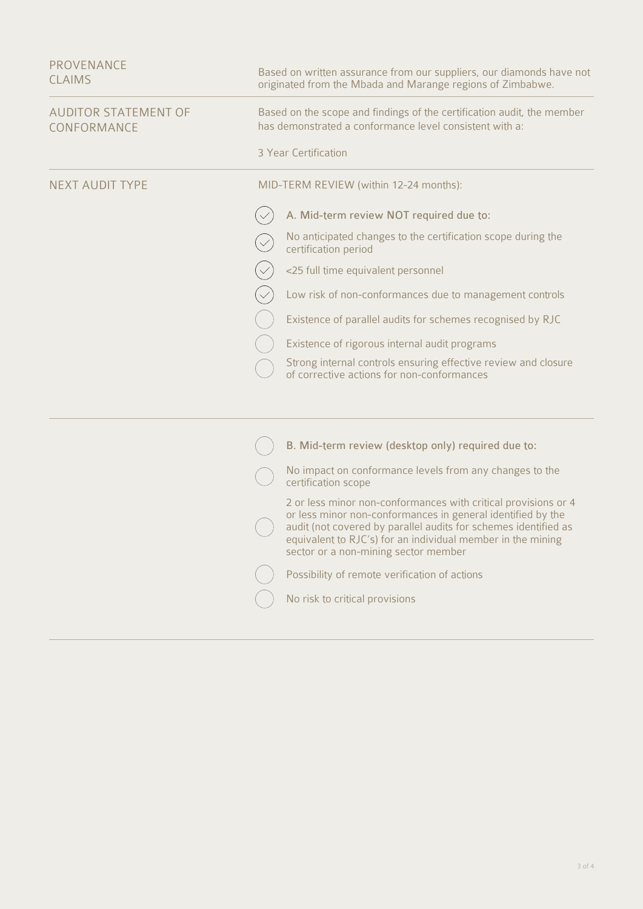| | |
|---|---|
| PROVENANCE CLAIMS | Based on written assurance from our suppliers, our diamonds have not originated from the Mbada and Marange regions of Zimbabwe. |
| AUDITOR STATEMENT OF CONFORMANCE | Based on the scope and findings of the certification audit, the member has demonstrated a conformance level consistent with a:<br><br>3 Year Certification |

**NEXT AUDIT TYPE**

MID-TERM REVIEW (within 12-24 months):

- [x] A. Mid-term review NOT required due to:
- [x] No anticipated changes to the certification scope during the certification period
- [x] <25 full time equivalent personnel
- [x] Low risk of non-conformances due to management controls
- [ ] Existence of parallel audits for schemes recognised by RJC
- [ ] Existence of rigorous internal audit programs
- [ ] Strong internal controls ensuring effective review and closure of corrective actions for non-conformances

---

- [ ] B. Mid-term review (desktop only) required due to:
- [ ] No impact on conformance levels from any changes to the certification scope
- [ ] 2 or less minor non-conformances with critical provisions or 4 or less minor non-conformances in general identified by the audit (not covered by parallel audits for schemes identified as equivalent to RJC's) for an individual member in the mining sector or a non-mining sector member
- [ ] Possibility of remote verification of actions
- [ ] No risk to critical provisions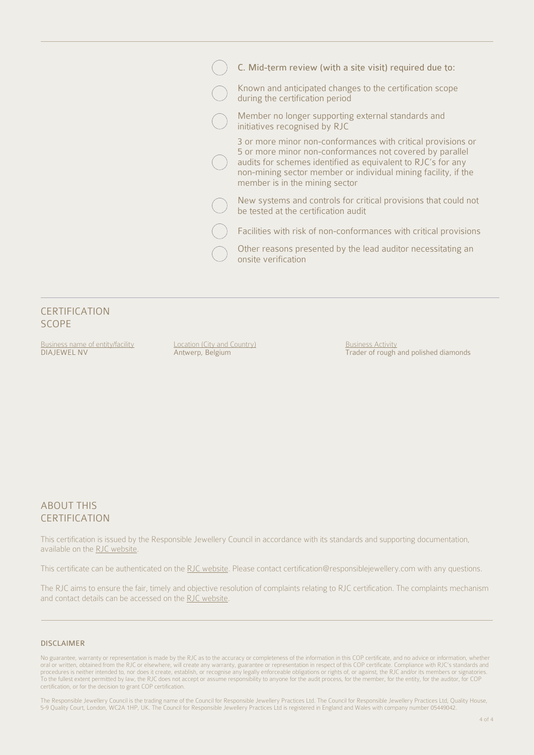- [ ] C. Mid-term review (with a site visit) required due to:
- [ ] Known and anticipated changes to the certification scope during the certification period
- [ ] Member no longer supporting external standards and initiatives recognised by RJC
- [ ] 3 or more minor non-conformances with critical provisions or 5 or more minor non-conformances not covered by parallel audits for schemes identified as equivalent to RJC's for any non-mining sector member or individual mining facility, if the member is in the mining sector
- [ ] New systems and controls for critical provisions that could not be tested at the certification audit
- [ ] Facilities with risk of non-conformances with critical provisions
- [ ] Other reasons presented by the lead auditor necessitating an onsite verification

## CERTIFICATION SCOPE

| Business name of entity/facility | Location (City and Country) | Business Activity |
| --- | --- | --- |
| DIAJEWEL NV | Antwerp, Belgium | Trader of rough and polished diamonds |

## ABOUT THIS CERTIFICATION

This certification is issued by the Responsible Jewellery Council in accordance with its standards and supporting documentation, available on the RJC website.

This certificate can be authenticated on the RJC website. Please contact certification@responsiblejewellery.com with any questions.

The RJC aims to ensure the fair, timely and objective resolution of complaints relating to RJC certification. The complaints mechanism and contact details can be accessed on the RJC website.

#### DISCLAIMER

No guarantee, warranty or representation is made by the RJC as to the accuracy or completeness of the information in this COP certificate, and no advice or information, whether oral or written, obtained from the RJC or elsewhere, will create any warranty, guarantee or representation in respect of this COP certificate. Compliance with RJC's standards and procedures is neither intended to, nor does it create, establish, or recognise any legally enforceable obligations or rights of, or against, the RJC and/or its members or signatories. To the fullest extent permitted by law, the RJC does not accept or assume responsibility to anyone for the audit process, for the member, for the entity, for the auditor, for COP certification, or for the decision to grant COP certification.

The Responsible Jewellery Council is the trading name of the Council for Responsible Jewellery Practices Ltd. The Council for Responsible Jewellery Practices Ltd, Quality House, 5-9 Quality Court, London, WC2A 1HP, UK. The Council for Responsible Jewellery Practices Ltd is registered in England and Wales with company number 05449042.